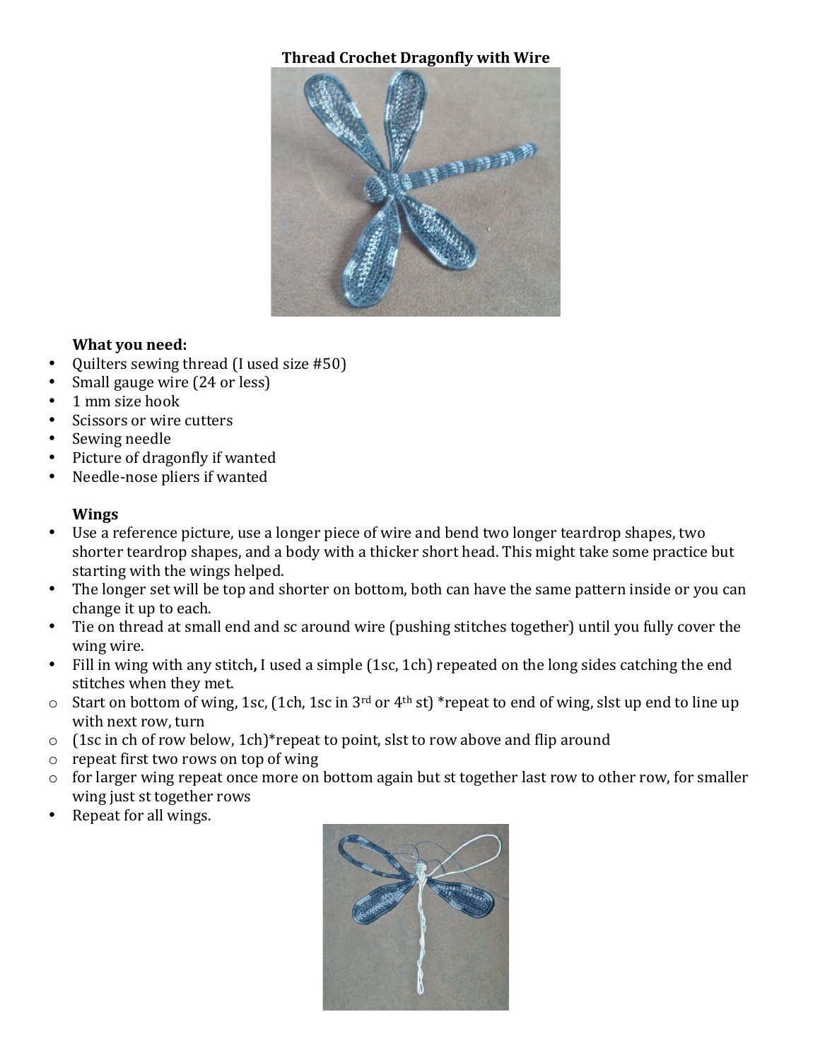# Thread Crochet Dragonfly with Wire

### What you need:

- Quilters sewing thread (I used size #50)
- Small gauge wire (24 or less)
- 1 mm size hook
- Scissors or wire cutters
- Sewing needle
- Picture of dragonfly if wanted
- Needle-nose pliers if wanted

### Wings

- Use a reference picture, use a longer piece of wire and bend two longer teardrop shapes, two shorter teardrop shapes, and a body with a thicker short head. This might take some practice but starting with the wings helped.
- The longer set will be top and shorter on bottom, both can have the same pattern inside or you can change it up to each.
- Tie on thread at small end and sc around wire (pushing stitches together) until you fully cover the wing wire.
- Fill in wing with any stitch**,** I used a simple (1sc, 1ch) repeated on the long sides catching the end stitches when they met.
    - Start on bottom of wing, 1sc, (1ch, 1sc in 3rd or 4th st) *repeat to end of wing, slst up end to line up with next row, turn
    - (1sc in ch of row below, 1ch)*repeat to point, slst to row above and flip around
    - repeat first two rows on top of wing
    - for larger wing repeat once more on bottom again but st together last row to other row, for smaller wing just st together rows
- Repeat for all wings.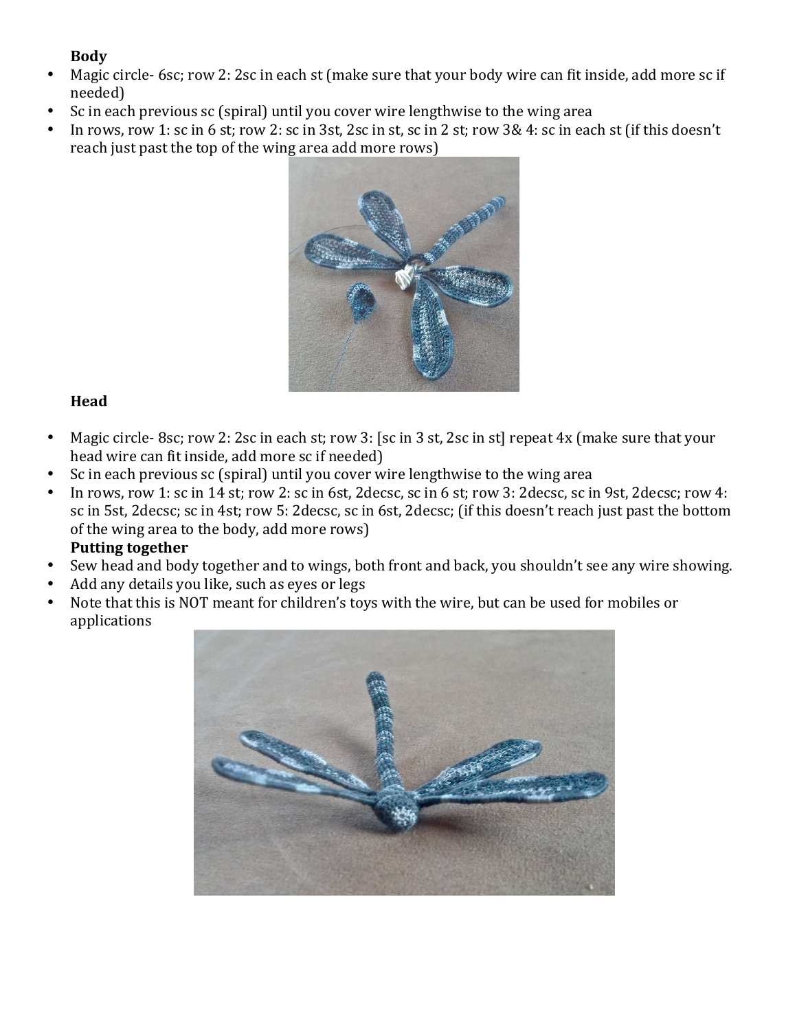**Body**

- Magic circle- 6sc; row 2: 2sc in each st (make sure that your body wire can fit inside, add more sc if needed)
- Sc in each previous sc (spiral) until you cover wire lengthwise to the wing area
- In rows, row 1: sc in 6 st; row 2: sc in 3st, 2sc in st, sc in 2 st; row 3& 4: sc in each st (if this doesn't reach just past the top of the wing area add more rows)

**Head**

- Magic circle- 8sc; row 2: 2sc in each st; row 3: [sc in 3 st, 2sc in st] repeat 4x (make sure that your head wire can fit inside, add more sc if needed)
- Sc in each previous sc (spiral) until you cover wire lengthwise to the wing area
- In rows, row 1: sc in 14 st; row 2: sc in 6st, 2decsc, sc in 6 st; row 3: 2decsc, sc in 9st, 2decsc; row 4: sc in 5st, 2decsc; sc in 4st; row 5: 2decsc, sc in 6st, 2decsc; (if this doesn't reach just past the bottom of the wing area to the body, add more rows)

**Putting together**

- Sew head and body together and to wings, both front and back, you shouldn't see any wire showing.
- Add any details you like, such as eyes or legs
- Note that this is NOT meant for children's toys with the wire, but can be used for mobiles or applications